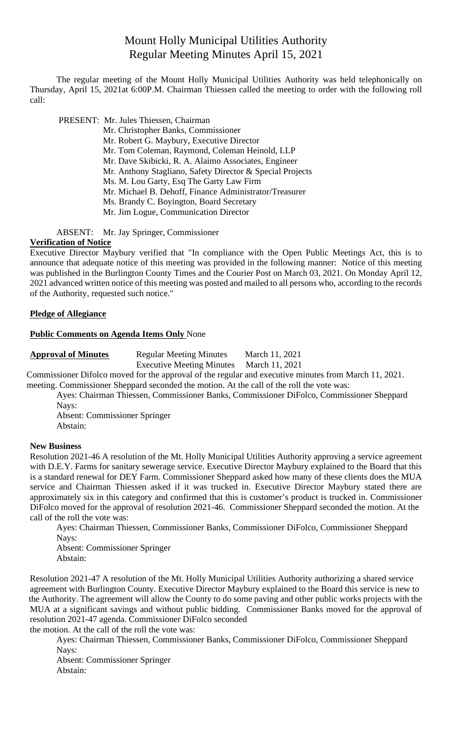# Mount Holly Municipal Utilities Authority
## Regular Meeting Minutes April 15, 2021

The regular meeting of the Mount Holly Municipal Utilities Authority was held telephonically on Thursday, April 15, 2021at 6:00P.M. Chairman Thiessen called the meeting to order with the following roll call:

PRESENT: Mr. Jules Thiessen, Chairman
Mr. Christopher Banks, Commissioner
Mr. Robert G. Maybury, Executive Director
Mr. Tom Coleman, Raymond, Coleman Heinold, LLP
Mr. Dave Skibicki, R. A. Alaimo Associates, Engineer
Mr. Anthony Stagliano, Safety Director & Special Projects
Ms. M. Lou Garty, Esq The Garty Law Firm
Mr. Michael B. Dehoff, Finance Administrator/Treasurer
Ms. Brandy C. Boyington, Board Secretary
Mr. Jim Logue, Communication Director

ABSENT: Mr. Jay Springer, Commissioner

**Verification of Notice**

Executive Director Maybury verified that "In compliance with the Open Public Meetings Act, this is to announce that adequate notice of this meeting was provided in the following manner: Notice of this meeting was published in the Burlington County Times and the Courier Post on March 03, 2021. On Monday April 12, 2021 advanced written notice of this meeting was posted and mailed to all persons who, according to the records of the Authority, requested such notice."

**Pledge of Allegiance**

**Public Comments on Agenda Items Only** None

**Approval of Minutes** Regular Meeting Minutes March 11, 2021
Executive Meeting Minutes March 11, 2021

Commissioner Difolco moved for the approval of the regular and executive minutes from March 11, 2021. meeting. Commissioner Sheppard seconded the motion. At the call of the roll the vote was:

Ayes: Chairman Thiessen, Commissioner Banks, Commissioner DiFolco, Commissioner Sheppard
Nays:
Absent: Commissioner Springer
Abstain:

**New Business**

Resolution 2021-46 A resolution of the Mt. Holly Municipal Utilities Authority approving a service agreement with D.E.Y. Farms for sanitary sewerage service. Executive Director Maybury explained to the Board that this is a standard renewal for DEY Farm. Commissioner Sheppard asked how many of these clients does the MUA service and Chairman Thiessen asked if it was trucked in. Executive Director Maybury stated there are approximately six in this category and confirmed that this is customer's product is trucked in. Commissioner DiFolco moved for the approval of resolution 2021-46. Commissioner Sheppard seconded the motion. At the call of the roll the vote was:

Ayes: Chairman Thiessen, Commissioner Banks, Commissioner DiFolco, Commissioner Sheppard
Nays:
Absent: Commissioner Springer
Abstain:

Resolution 2021-47 A resolution of the Mt. Holly Municipal Utilities Authority authorizing a shared service agreement with Burlington County. Executive Director Maybury explained to the Board this service is new to the Authority. The agreement will allow the County to do some paving and other public works projects with the MUA at a significant savings and without public bidding. Commissioner Banks moved for the approval of resolution 2021-47 agenda. Commissioner DiFolco seconded the motion. At the call of the roll the vote was:

Ayes: Chairman Thiessen, Commissioner Banks, Commissioner DiFolco, Commissioner Sheppard
Nays:
Absent: Commissioner Springer
Abstain: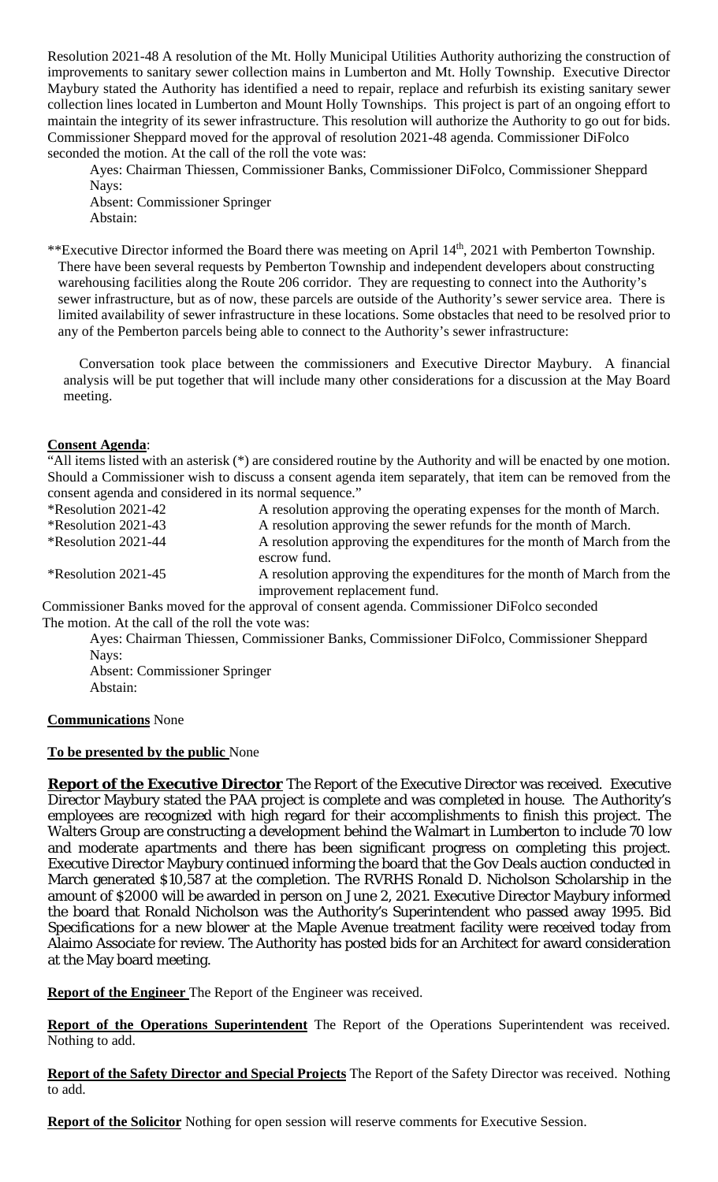Resolution 2021-48 A resolution of the Mt. Holly Municipal Utilities Authority authorizing the construction of improvements to sanitary sewer collection mains in Lumberton and Mt. Holly Township. Executive Director Maybury stated the Authority has identified a need to repair, replace and refurbish its existing sanitary sewer collection lines located in Lumberton and Mount Holly Townships. This project is part of an ongoing effort to maintain the integrity of its sewer infrastructure. This resolution will authorize the Authority to go out for bids. Commissioner Sheppard moved for the approval of resolution 2021-48 agenda. Commissioner DiFolco seconded the motion. At the call of the roll the vote was:

Ayes: Chairman Thiessen, Commissioner Banks, Commissioner DiFolco, Commissioner Sheppard
Nays:
Absent: Commissioner Springer
Abstain:

**Executive Director informed the Board there was meeting on April 14th, 2021 with Pemberton Township. There have been several requests by Pemberton Township and independent developers about constructing warehousing facilities along the Route 206 corridor. They are requesting to connect into the Authority's sewer infrastructure, but as of now, these parcels are outside of the Authority's sewer service area. There is limited availability of sewer infrastructure in these locations. Some obstacles that need to be resolved prior to any of the Pemberton parcels being able to connect to the Authority's sewer infrastructure:

Conversation took place between the commissioners and Executive Director Maybury. A financial analysis will be put together that will include many other considerations for a discussion at the May Board meeting.

**Consent Agenda**:

"All items listed with an asterisk (*) are considered routine by the Authority and will be enacted by one motion. Should a Commissioner wish to discuss a consent agenda item separately, that item can be removed from the consent agenda and considered in its normal sequence."

| | |
|---|---|
| *Resolution 2021-42 | A resolution approving the operating expenses for the month of March. |
| *Resolution 2021-43 | A resolution approving the sewer refunds for the month of March. |
| *Resolution 2021-44 | A resolution approving the expenditures for the month of March from the escrow fund. |
| *Resolution 2021-45 | A resolution approving the expenditures for the month of March from the improvement replacement fund. |

Commissioner Banks moved for the approval of consent agenda. Commissioner DiFolco seconded The motion. At the call of the roll the vote was:

Ayes: Chairman Thiessen, Commissioner Banks, Commissioner DiFolco, Commissioner Sheppard
Nays:
Absent: Commissioner Springer
Abstain:

**Communications** None

**To be presented by the public** None

**Report of the Executive Director** The Report of the Executive Director was received. Executive Director Maybury stated the PAA project is complete and was completed in house. The Authority's employees are recognized with high regard for their accomplishments to finish this project. The Walters Group are constructing a development behind the Walmart in Lumberton to include 70 low and moderate apartments and there has been significant progress on completing this project. Executive Director Maybury continued informing the board that the Gov Deals auction conducted in March generated $10,587 at the completion. The RVRHS Ronald D. Nicholson Scholarship in the amount of $2000 will be awarded in person on June 2, 2021. Executive Director Maybury informed the board that Ronald Nicholson was the Authority's Superintendent who passed away 1995. Bid Specifications for a new blower at the Maple Avenue treatment facility were received today from Alaimo Associate for review. The Authority has posted bids for an Architect for award consideration at the May board meeting.

**Report of the Engineer** The Report of the Engineer was received.

**Report of the Operations Superintendent** The Report of the Operations Superintendent was received. Nothing to add.

**Report of the Safety Director and Special Projects** The Report of the Safety Director was received. Nothing to add.

**Report of the Solicitor** Nothing for open session will reserve comments for Executive Session.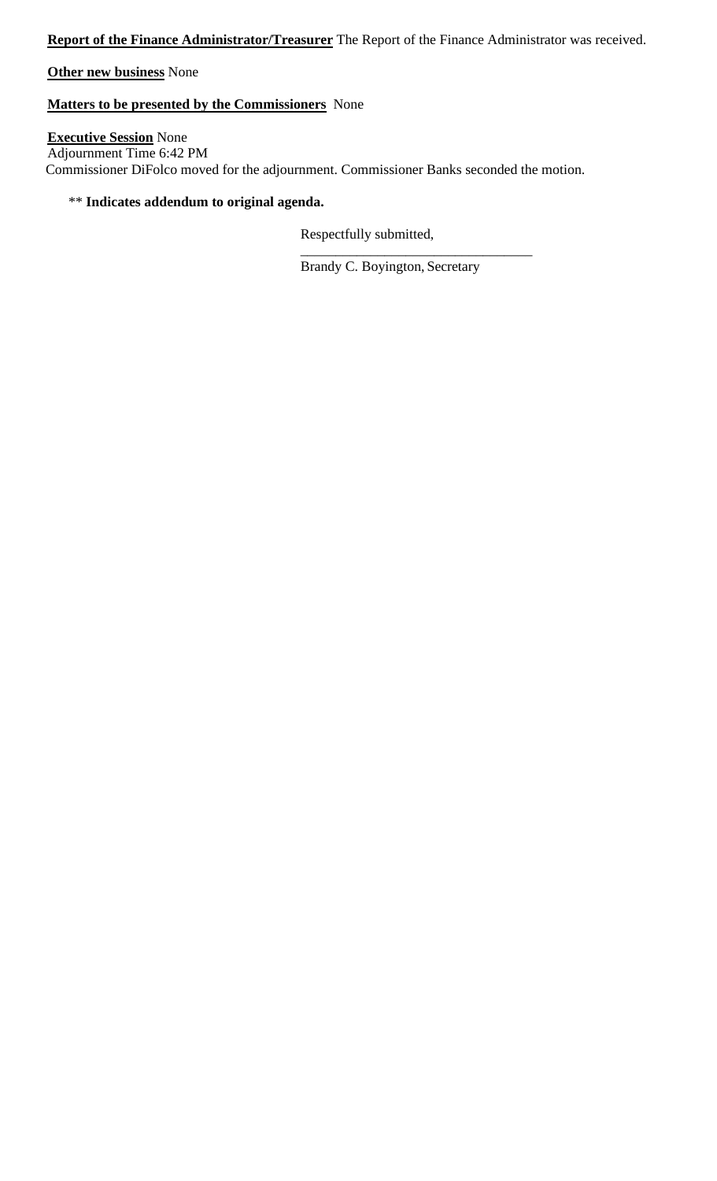**Report of the Finance Administrator/Treasurer** The Report of the Finance Administrator was received.

**Other new business** None

**Matters to be presented by the Commissioners** None

**Executive Session** None

Adjournment Time 6:42 PM

Commissioner DiFolco moved for the adjournment. Commissioner Banks seconded the motion.

** **Indicates addendum to original agenda.**

Respectfully submitted,

_________________________________

Brandy C. Boyington, Secretary